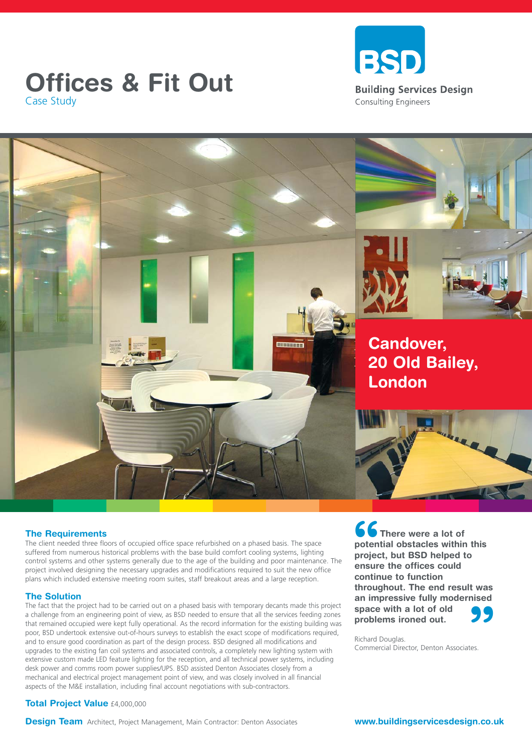# Offices & Fit Out

Case Study

**BSD**

**Building Services Design**

Consulting Engineers

## Candover, 20 Old Bailey, London

### The Requirements

The client needed three floors of occupied office space refurbished on a phased basis. The space suffered from numerous historical problems with the base build comfort cooling systems, lighting control systems and other systems generally due to the age of the building and poor maintenance. The project involved designing the necessary upgrades and modifications required to suit the new office plans which included extensive meeting room suites, staff breakout areas and a large reception.

### The Solution

The fact that the project had to be carried out on a phased basis with temporary decants made this project a challenge from an engineering point of view, as BSD needed to ensure that all the services feeding zones that remained occupied were kept fully operational. As the record information for the existing building was poor, BSD undertook extensive out-of-hours surveys to establish the exact scope of modifications required, and to ensure good coordination as part of the design process. BSD designed all modifications and upgrades to the existing fan coil systems and associated controls, a completely new lighting system with extensive custom made LED feature lighting for the reception, and all technical power systems, including desk power and comms room power supplies/UPS. BSD assisted Denton Associates closely from a mechanical and electrical project management point of view, and was closely involved in all financial aspects of the M&E installation, including final account negotiations with sub-contractors.

**Total Project Value** £4,000,000

**Design Team** Architect, Project Management, Main Contractor: Denton Associates

> **"There were a lot of potential obstacles within this project, but BSD helped to ensure the offices could continue to function throughout. The end result was an impressive fully modernised space with a lot of old problems ironed out."**

Richard Douglas.
Commercial Director, Denton Associates.

**www.buildingservicesdesign.co.uk**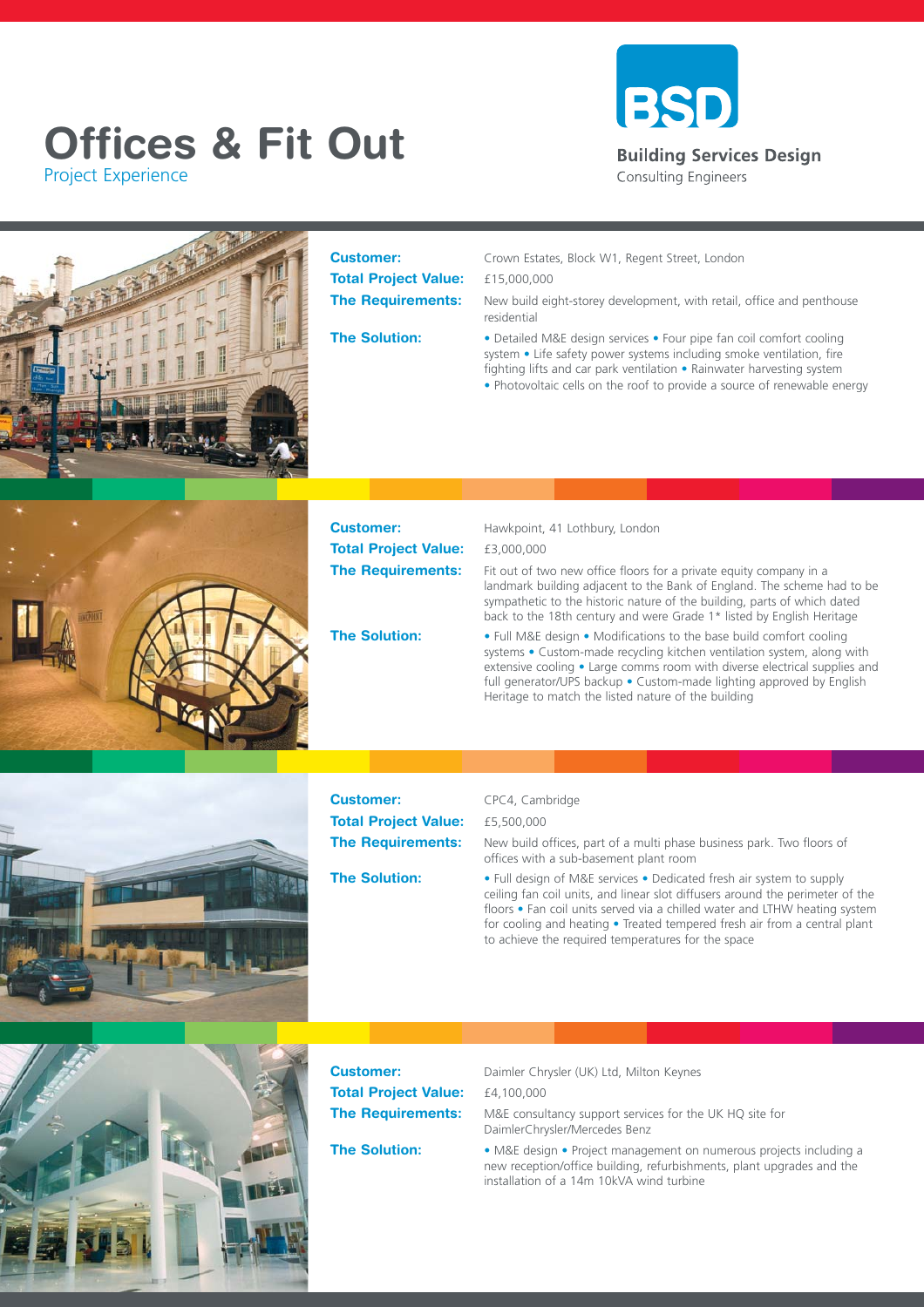# Offices & Fit Out

Project Experience

**BSD**

**Building Services Design**

Consulting Engineers

**Customer:** Crown Estates, Block W1, Regent Street, London

**Total Project Value:** £15,000,000

**The Requirements:** New build eight-storey development, with retail, office and penthouse residential

**The Solution:**

- Detailed M&E design services
- Four pipe fan coil comfort cooling system
- Life safety power systems including smoke ventilation, fire fighting lifts and car park ventilation
- Rainwater harvesting system
- Photovoltaic cells on the roof to provide a source of renewable energy

**Customer:** Hawkpoint, 41 Lothbury, London

**Total Project Value:** £3,000,000

**The Requirements:** Fit out of two new office floors for a private equity company in a landmark building adjacent to the Bank of England. The scheme had to be sympathetic to the historic nature of the building, parts of which dated back to the 18th century and were Grade 1* listed by English Heritage

**The Solution:**

- Full M&E design
- Modifications to the base build comfort cooling systems
- Custom-made recycling kitchen ventilation system, along with extensive cooling
- Large comms room with diverse electrical supplies and full generator/UPS backup
- Custom-made lighting approved by English Heritage to match the listed nature of the building

**Customer:** CPC4, Cambridge

**Total Project Value:** £5,500,000

**The Requirements:** New build offices, part of a multi phase business park. Two floors of offices with a sub-basement plant room

**The Solution:**

- Full design of M&E services
- Dedicated fresh air system to supply ceiling fan coil units, and linear slot diffusers around the perimeter of the floors
- Fan coil units served via a chilled water and LTHW heating system for cooling and heating
- Treated tempered fresh air from a central plant to achieve the required temperatures for the space

**Customer:** Daimler Chrysler (UK) Ltd, Milton Keynes

**Total Project Value:** £4,100,000

**The Requirements:** M&E consultancy support services for the UK HQ site for DaimlerChrysler/Mercedes Benz

**The Solution:**

- M&E design
- Project management on numerous projects including a new reception/office building, refurbishments, plant upgrades and the installation of a 14m 10kVA wind turbine